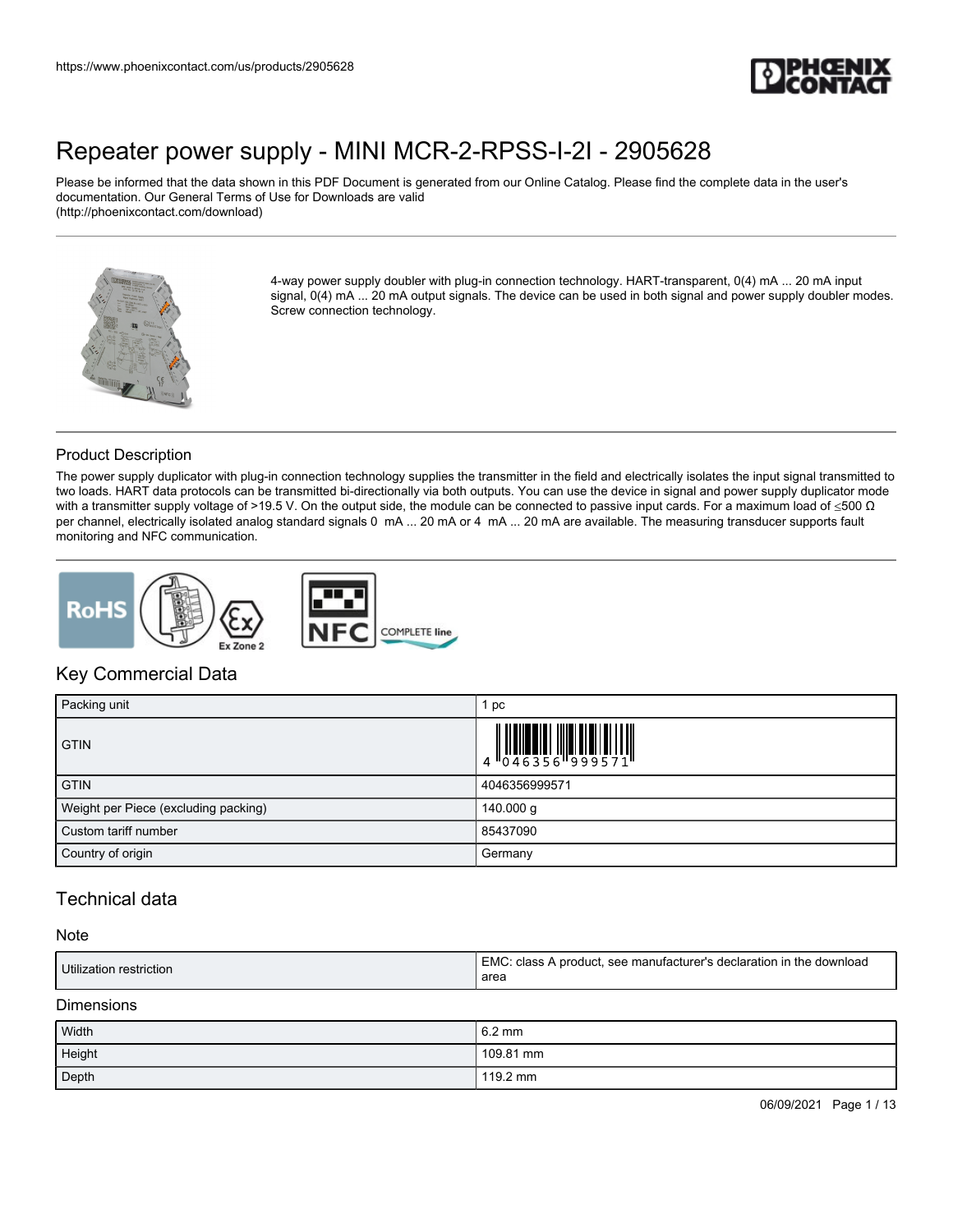# Repeater power supply - MINI MCR-2-RPSS-I-2I - 2905628

Please be informed that the data shown in this PDF Document is generated from our Online Catalog. Please find the complete data in the user's documentation. Our General Terms of Use for Downloads are valid (http://phoenixcontact.com/download)

4-way power supply doubler with plug-in connection technology. HART-transparent, 0(4) mA ... 20 mA input signal, 0(4) mA ... 20 mA output signals. The device can be used in both signal and power supply doubler modes. Screw connection technology.

## Product Description

The power supply duplicator with plug-in connection technology supplies the transmitter in the field and electrically isolates the input signal transmitted to two loads. HART data protocols can be transmitted bi-directionally via both outputs. You can use the device in signal and power supply duplicator mode with a transmitter supply voltage of >19.5 V. On the output side, the module can be connected to passive input cards. For a maximum load of ≤500 Ω per channel, electrically isolated analog standard signals 0 mA ... 20 mA or 4 mA ... 20 mA are available. The measuring transducer supports fault monitoring and NFC communication.

## Key Commercial Data

| | |
|---|---|
| Packing unit | 1 pc |
| GTIN | 4 046356 999571 |
| GTIN | 4046356999571 |
| Weight per Piece (excluding packing) | 140.000 g |
| Custom tariff number | 85437090 |
| Country of origin | Germany |

## Technical data

### Note

| | |
|---|---|
| Utilization restriction | EMC: class A product, see manufacturer's declaration in the download area |

### Dimensions

| | |
|---|---|
| Width | 6.2 mm |
| Height | 109.81 mm |
| Depth | 119.2 mm |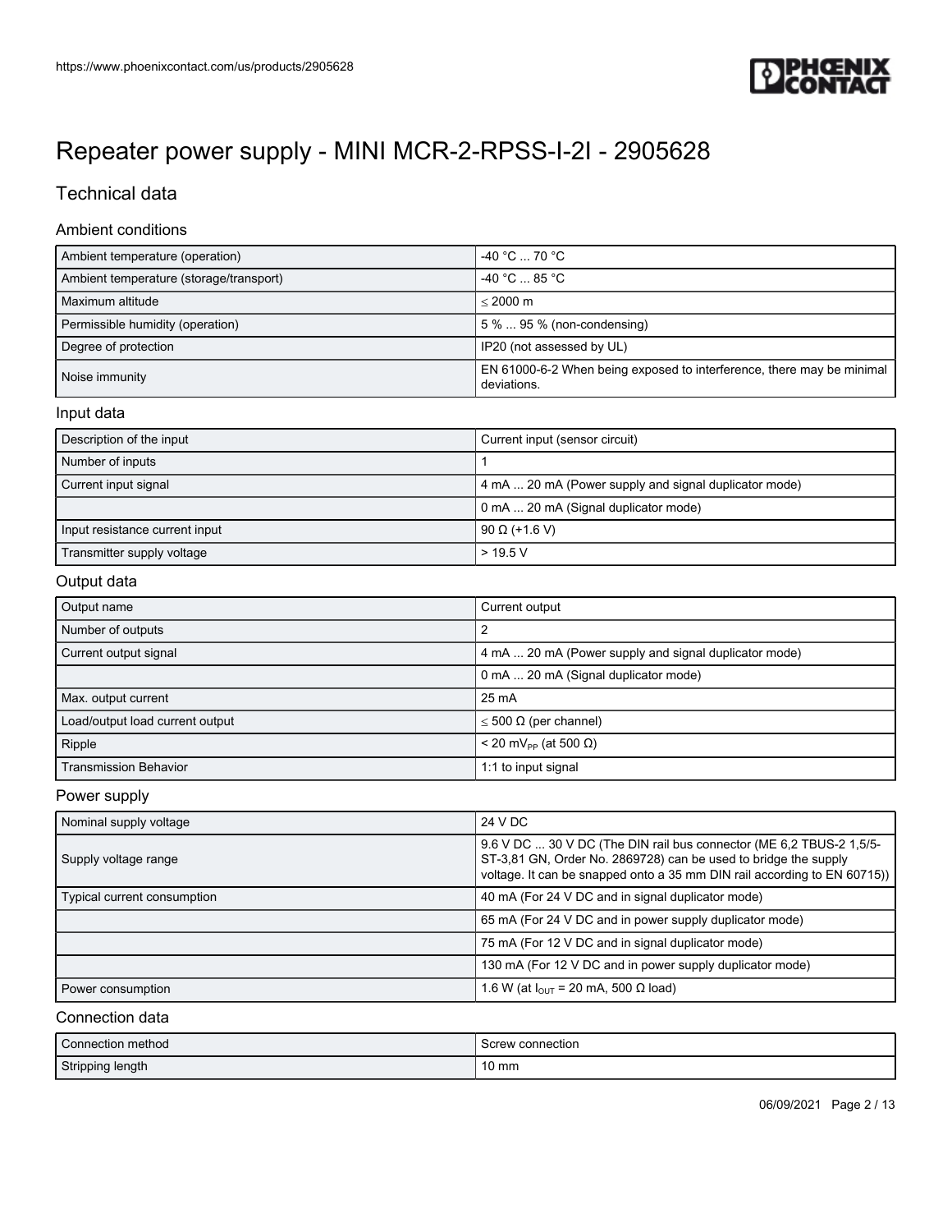# Repeater power supply - MINI MCR-2-RPSS-I-2I - 2905628

## Technical data

### Ambient conditions

| | |
|---|---|
| Ambient temperature (operation) | -40 °C ... 70 °C |
| Ambient temperature (storage/transport) | -40 °C ... 85 °C |
| Maximum altitude | ≤ 2000 m |
| Permissible humidity (operation) | 5 % ... 95 % (non-condensing) |
| Degree of protection | IP20 (not assessed by UL) |
| Noise immunity | EN 61000-6-2 When being exposed to interference, there may be minimal deviations. |

### Input data

| | |
|---|---|
| Description of the input | Current input (sensor circuit) |
| Number of inputs | 1 |
| Current input signal | 4 mA ... 20 mA (Power supply and signal duplicator mode) |
| | 0 mA ... 20 mA (Signal duplicator mode) |
| Input resistance current input | 90 Ω (+1.6 V) |
| Transmitter supply voltage | > 19.5 V |

### Output data

| | |
|---|---|
| Output name | Current output |
| Number of outputs | 2 |
| Current output signal | 4 mA ... 20 mA (Power supply and signal duplicator mode) |
| | 0 mA ... 20 mA (Signal duplicator mode) |
| Max. output current | 25 mA |
| Load/output load current output | ≤ 500 Ω (per channel) |
| Ripple | < 20 $mV_{PP}$ (at 500 Ω) |
| Transmission Behavior | 1:1 to input signal |

### Power supply

| | |
|---|---|
| Nominal supply voltage | 24 V DC |
| Supply voltage range | 9.6 V DC ... 30 V DC (The DIN rail bus connector (ME 6,2 TBUS-2 1,5/5-ST-3,81 GN, Order No. 2869728) can be used to bridge the supply voltage. It can be snapped onto a 35 mm DIN rail according to EN 60715)) |
| Typical current consumption | 40 mA (For 24 V DC and in signal duplicator mode) |
| | 65 mA (For 24 V DC and in power supply duplicator mode) |
| | 75 mA (For 12 V DC and in signal duplicator mode) |
| | 130 mA (For 12 V DC and in power supply duplicator mode) |
| Power consumption | 1.6 W (at $I_{OUT}$ = 20 mA, 500 Ω load) |

### Connection data

| | |
|---|---|
| Connection method | Screw connection |
| Stripping length | 10 mm |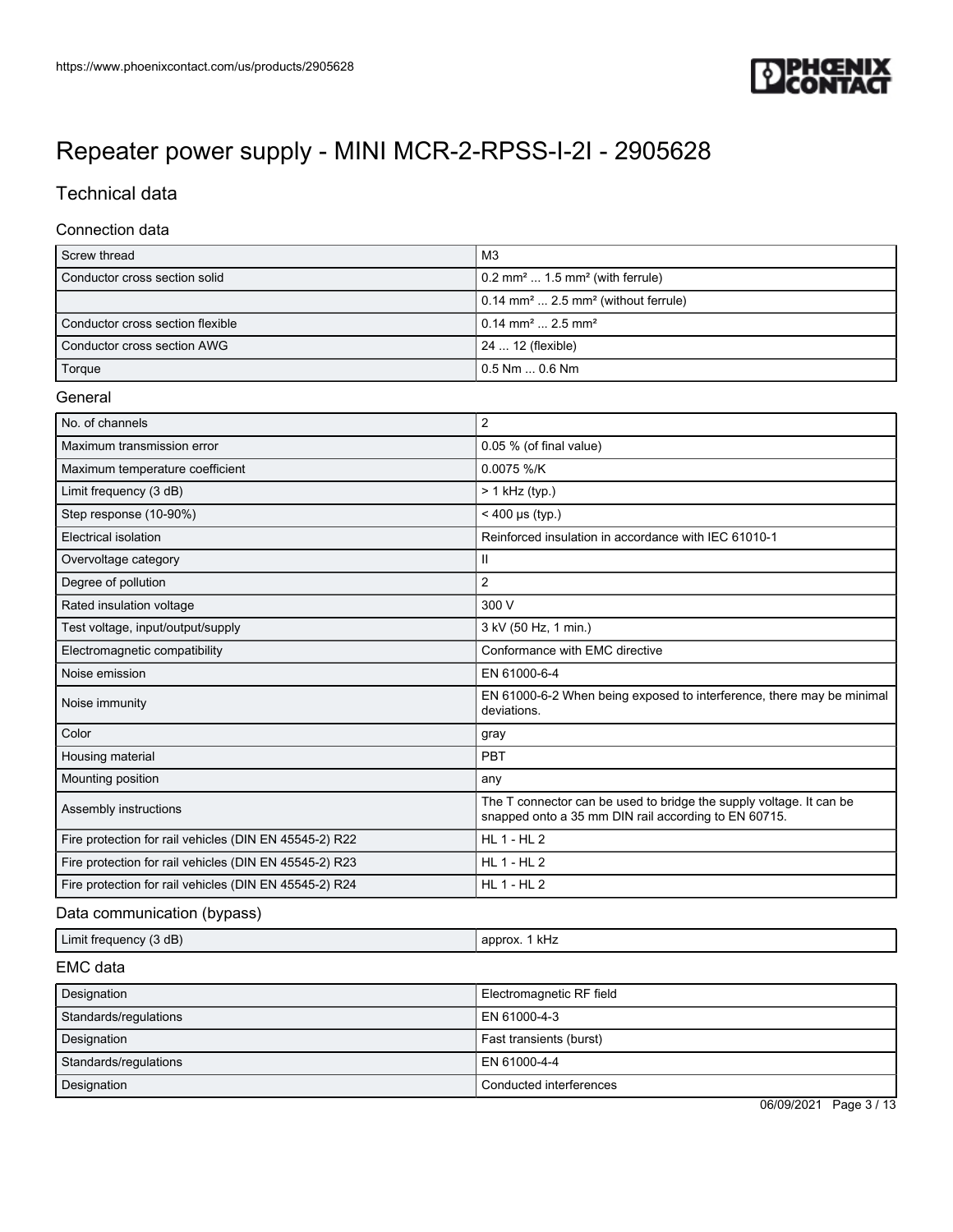# Repeater power supply - MINI MCR-2-RPSS-I-2I - 2905628

## Technical data

### Connection data

| | |
|---|---|
| Screw thread | M3 |
| Conductor cross section solid | 0.2 mm² ... 1.5 mm² (with ferrule) |
| | 0.14 mm² ... 2.5 mm² (without ferrule) |
| Conductor cross section flexible | 0.14 mm² ... 2.5 mm² |
| Conductor cross section AWG | 24 ... 12 (flexible) |
| Torque | 0.5 Nm ... 0.6 Nm |

### General

| | |
|---|---|
| No. of channels | 2 |
| Maximum transmission error | 0.05 % (of final value) |
| Maximum temperature coefficient | 0.0075 %/K |
| Limit frequency (3 dB) | > 1 kHz (typ.) |
| Step response (10-90%) | < 400 µs (typ.) |
| Electrical isolation | Reinforced insulation in accordance with IEC 61010-1 |
| Overvoltage category | II |
| Degree of pollution | 2 |
| Rated insulation voltage | 300 V |
| Test voltage, input/output/supply | 3 kV (50 Hz, 1 min.) |
| Electromagnetic compatibility | Conformance with EMC directive |
| Noise emission | EN 61000-6-4 |
| Noise immunity | EN 61000-6-2 When being exposed to interference, there may be minimal deviations. |
| Color | gray |
| Housing material | PBT |
| Mounting position | any |
| Assembly instructions | The T connector can be used to bridge the supply voltage. It can be snapped onto a 35 mm DIN rail according to EN 60715. |
| Fire protection for rail vehicles (DIN EN 45545-2) R22 | HL 1 - HL 2 |
| Fire protection for rail vehicles (DIN EN 45545-2) R23 | HL 1 - HL 2 |
| Fire protection for rail vehicles (DIN EN 45545-2) R24 | HL 1 - HL 2 |

### Data communication (bypass)

| | |
|---|---|
| Limit frequency (3 dB) | approx. 1 kHz |

### EMC data

| | |
|---|---|
| Designation | Electromagnetic RF field |
| Standards/regulations | EN 61000-4-3 |
| Designation | Fast transients (burst) |
| Standards/regulations | EN 61000-4-4 |
| Designation | Conducted interferences |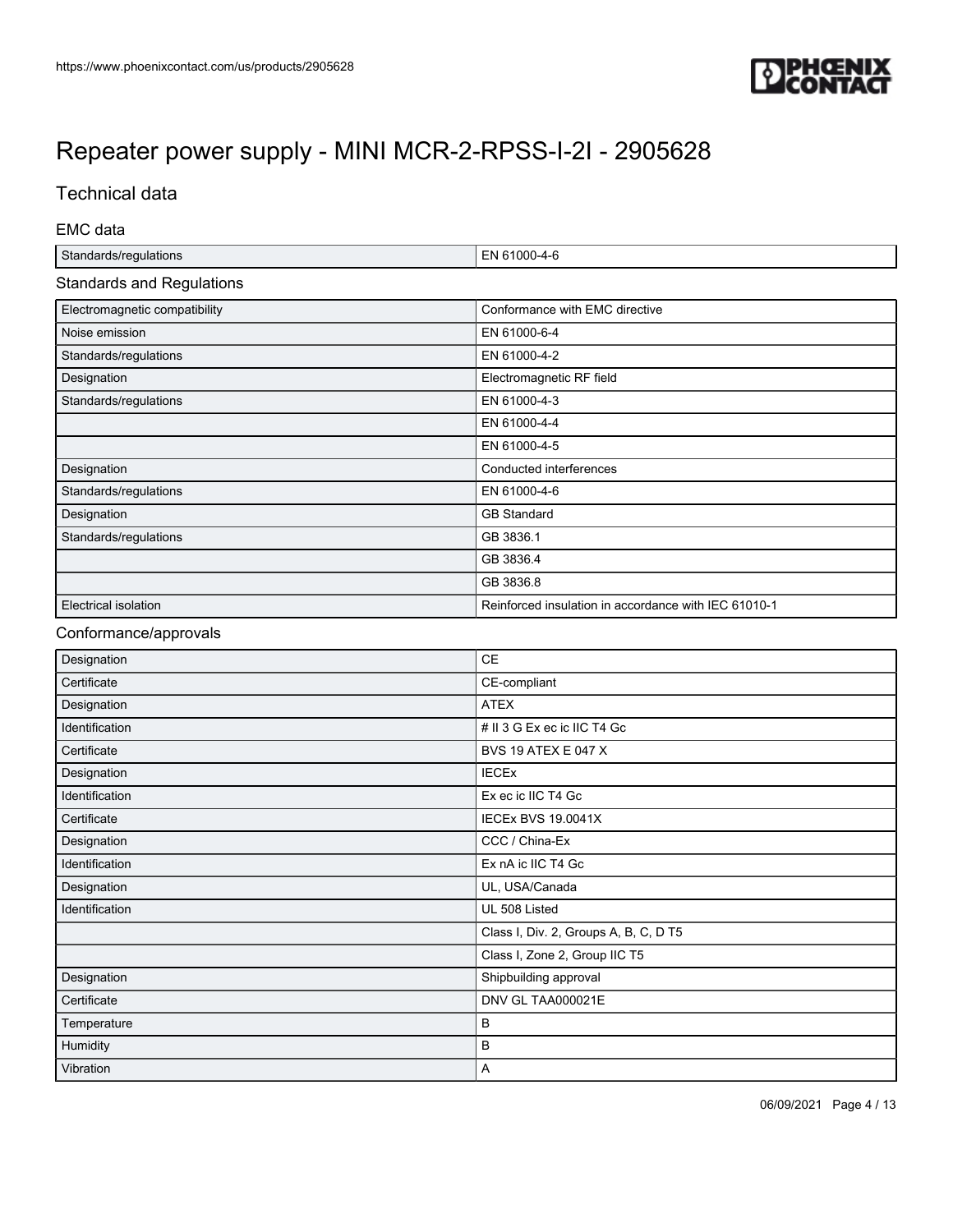# Repeater power supply - MINI MCR-2-RPSS-I-2I - 2905628

## Technical data

### EMC data

| | |
|---|---|
| Standards/regulations | EN 61000-4-6 |

### Standards and Regulations

| | |
|---|---|
| Electromagnetic compatibility | Conformance with EMC directive |
| Noise emission | EN 61000-6-4 |
| Standards/regulations | EN 61000-4-2 |
| Designation | Electromagnetic RF field |
| Standards/regulations | EN 61000-4-3 |
| | EN 61000-4-4 |
| | EN 61000-4-5 |
| Designation | Conducted interferences |
| Standards/regulations | EN 61000-4-6 |
| Designation | GB Standard |
| Standards/regulations | GB 3836.1 |
| | GB 3836.4 |
| | GB 3836.8 |
| Electrical isolation | Reinforced insulation in accordance with IEC 61010-1 |

### Conformance/approvals

| | |
|---|---|
| Designation | CE |
| Certificate | CE-compliant |
| Designation | ATEX |
| Identification | # II 3 G Ex ec ic IIC T4 Gc |
| Certificate | BVS 19 ATEX E 047 X |
| Designation | IECEx |
| Identification | Ex ec ic IIC T4 Gc |
| Certificate | IECEx BVS 19.0041X |
| Designation | CCC / China-Ex |
| Identification | Ex nA ic IIC T4 Gc |
| Designation | UL, USA/Canada |
| Identification | UL 508 Listed |
| | Class I, Div. 2, Groups A, B, C, D T5 |
| | Class I, Zone 2, Group IIC T5 |
| Designation | Shipbuilding approval |
| Certificate | DNV GL TAA000021E |
| Temperature | B |
| Humidity | B |
| Vibration | A |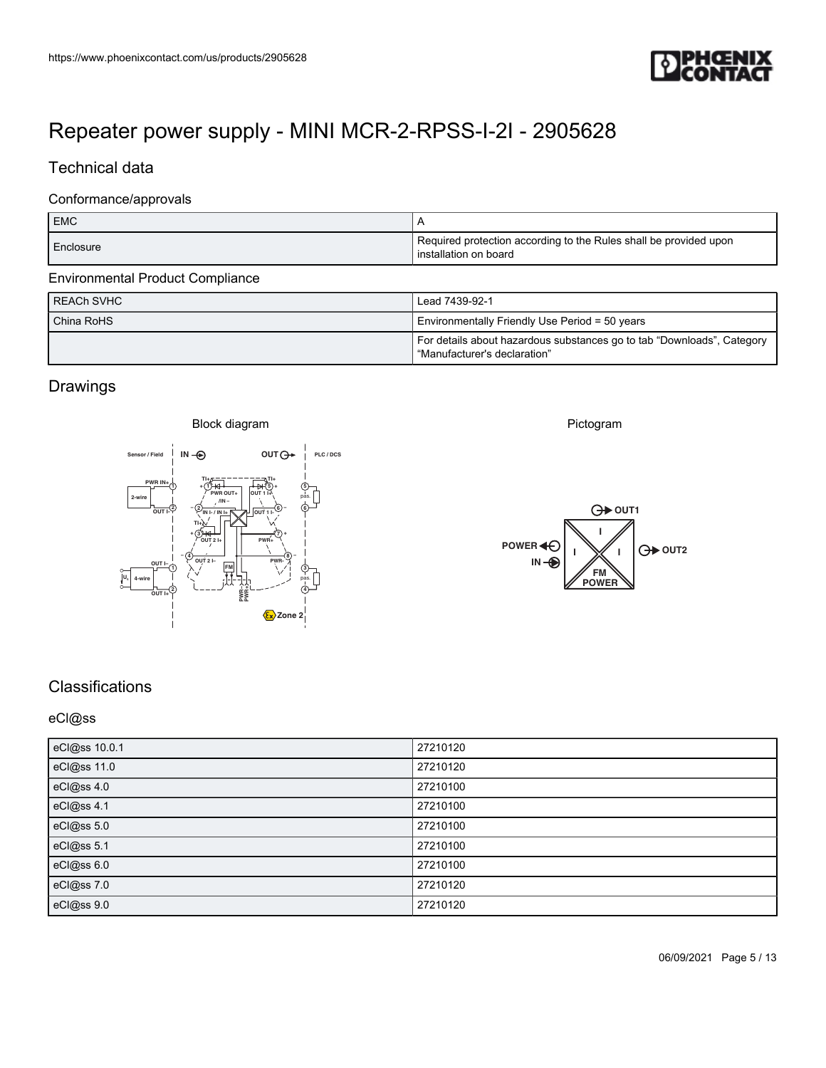# Repeater power supply - MINI MCR-2-RPSS-I-2I - 2905628

## Technical data

### Conformance/approvals

| | |
|---|---|
| EMC | A |
| Enclosure | Required protection according to the Rules shall be provided upon installation on board |

### Environmental Product Compliance

| | |
|---|---|
| REACh SVHC | Lead 7439-92-1 |
| China RoHS | Environmentally Friendly Use Period = 50 years |
| | For details about hazardous substances go to tab “Downloads”, Category “Manufacturer's declaration” |

## Drawings

Block diagram

Pictogram

## Classifications

### eCl@ss

| | |
|---|---|
| eCl@ss 10.0.1 | 27210120 |
| eCl@ss 11.0 | 27210120 |
| eCl@ss 4.0 | 27210100 |
| eCl@ss 4.1 | 27210100 |
| eCl@ss 5.0 | 27210100 |
| eCl@ss 5.1 | 27210100 |
| eCl@ss 6.0 | 27210100 |
| eCl@ss 7.0 | 27210120 |
| eCl@ss 9.0 | 27210120 |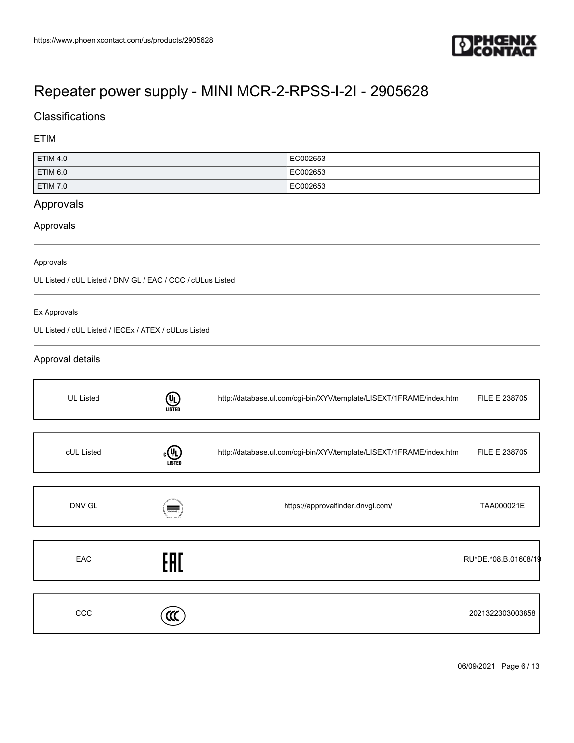# Repeater power supply - MINI MCR-2-RPSS-I-2I - 2905628

## Classifications

### ETIM

| ETIM 4.0 | EC002653 |
|---|---|
| ETIM 6.0 | EC002653 |
| ETIM 7.0 | EC002653 |

## Approvals

### Approvals

Approvals

UL Listed / cUL Listed / DNV GL / EAC / CCC / cULus Listed

Ex Approvals

UL Listed / cUL Listed / IECEx / ATEX / cULus Listed

### Approval details

| UL Listed | | http://database.ul.com/cgi-bin/XYV/template/LISEXT/1FRAME/index.htm | FILE E 238705 |
|---|---|---|---|

| cUL Listed | | http://database.ul.com/cgi-bin/XYV/template/LISEXT/1FRAME/index.htm | FILE E 238705 |
|---|---|---|---|

| DNV GL | | https://approvalfinder.dnvgl.com/ | TAA000021E |
|---|---|---|---|

| EAC | | | RU*DE.*08.B.01608/19 |
|---|---|---|---|

| CCC | | | 2021322303003858 |
|---|---|---|---|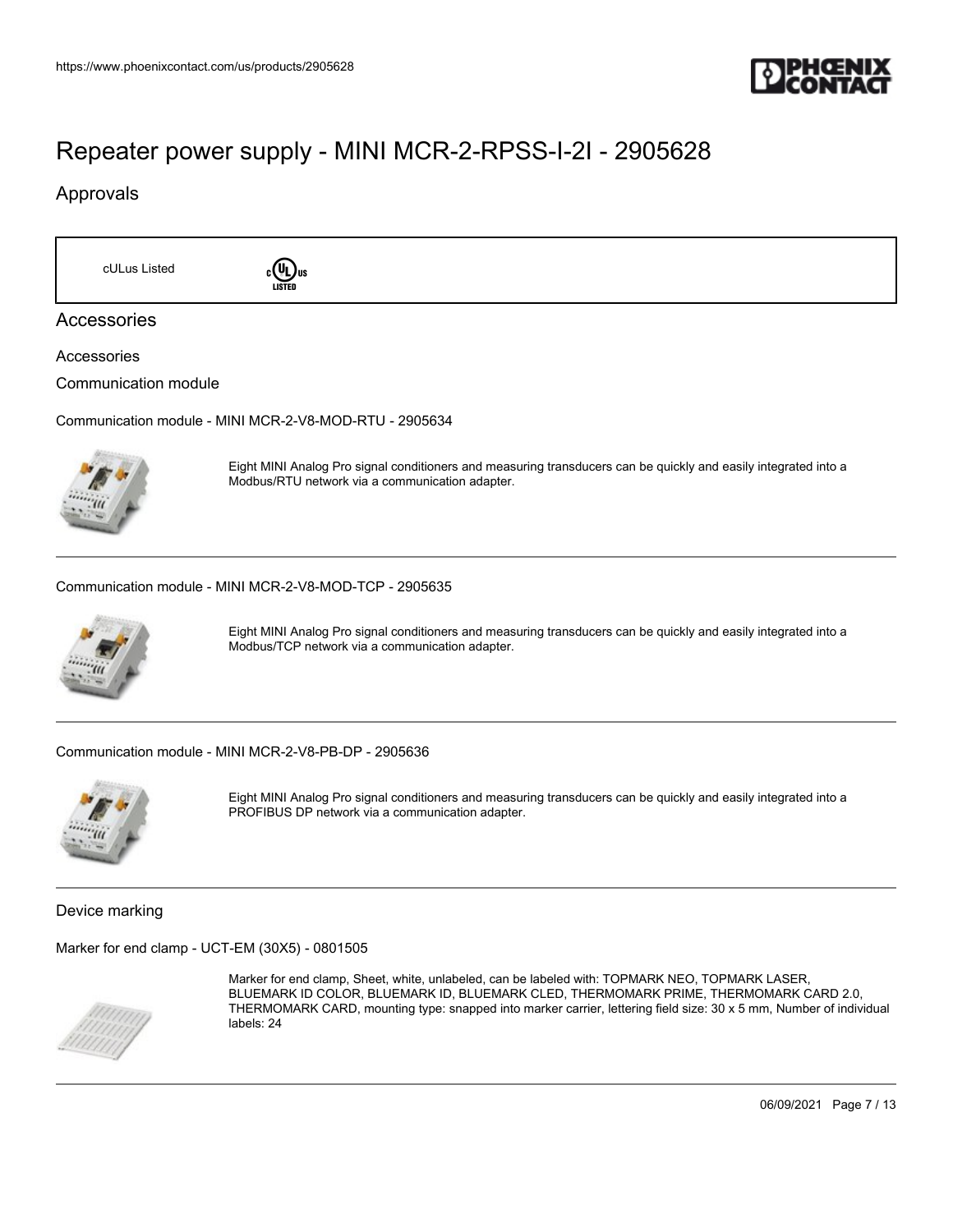# Repeater power supply - MINI MCR-2-RPSS-I-2I - 2905628

## Approvals

| | |
|---|---|
| cULus Listed | |

## Accessories

Accessories

Communication module

Communication module - MINI MCR-2-V8-MOD-RTU - 2905634

Eight MINI Analog Pro signal conditioners and measuring transducers can be quickly and easily integrated into a Modbus/RTU network via a communication adapter.

Communication module - MINI MCR-2-V8-MOD-TCP - 2905635

Eight MINI Analog Pro signal conditioners and measuring transducers can be quickly and easily integrated into a Modbus/TCP network via a communication adapter.

Communication module - MINI MCR-2-V8-PB-DP - 2905636

Eight MINI Analog Pro signal conditioners and measuring transducers can be quickly and easily integrated into a PROFIBUS DP network via a communication adapter.

Device marking

Marker for end clamp - UCT-EM (30X5) - 0801505

Marker for end clamp, Sheet, white, unlabeled, can be labeled with: TOPMARK NEO, TOPMARK LASER, BLUEMARK ID COLOR, BLUEMARK ID, BLUEMARK CLED, THERMOMARK PRIME, THERMOMARK CARD 2.0, THERMOMARK CARD, mounting type: snapped into marker carrier, lettering field size: 30 x 5 mm, Number of individual labels: 24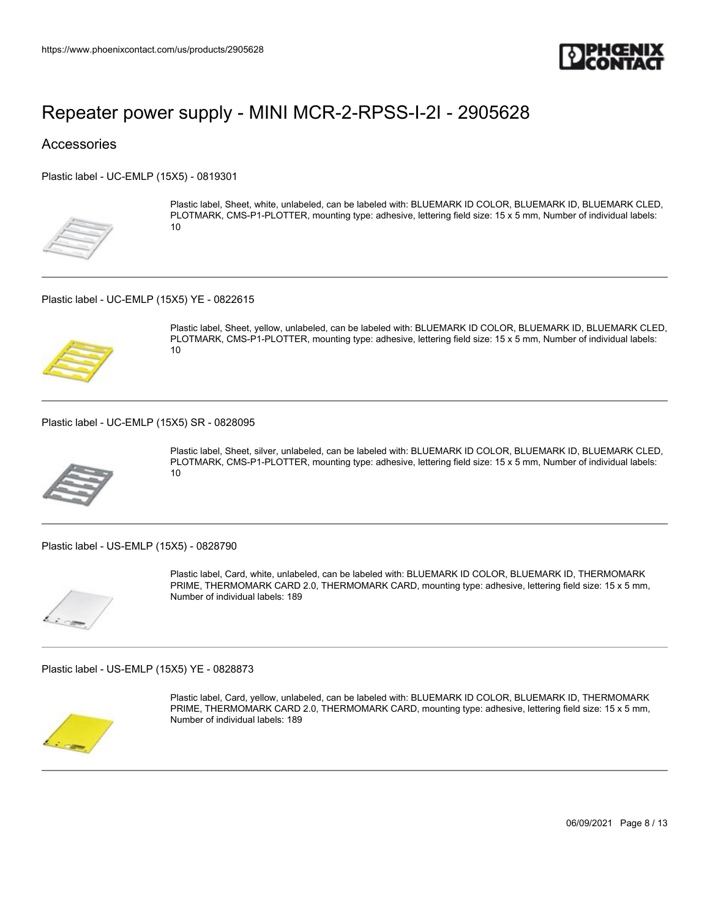# Repeater power supply - MINI MCR-2-RPSS-I-2I - 2905628

## Accessories

Plastic label - UC-EMLP (15X5) - 0819301

Plastic label, Sheet, white, unlabeled, can be labeled with: BLUEMARK ID COLOR, BLUEMARK ID, BLUEMARK CLED, PLOTMARK, CMS-P1-PLOTTER, mounting type: adhesive, lettering field size: 15 x 5 mm, Number of individual labels: 10

Plastic label - UC-EMLP (15X5) YE - 0822615

Plastic label, Sheet, yellow, unlabeled, can be labeled with: BLUEMARK ID COLOR, BLUEMARK ID, BLUEMARK CLED, PLOTMARK, CMS-P1-PLOTTER, mounting type: adhesive, lettering field size: 15 x 5 mm, Number of individual labels: 10

Plastic label - UC-EMLP (15X5) SR - 0828095

Plastic label, Sheet, silver, unlabeled, can be labeled with: BLUEMARK ID COLOR, BLUEMARK ID, BLUEMARK CLED, PLOTMARK, CMS-P1-PLOTTER, mounting type: adhesive, lettering field size: 15 x 5 mm, Number of individual labels: 10

Plastic label - US-EMLP (15X5) - 0828790

Plastic label, Card, white, unlabeled, can be labeled with: BLUEMARK ID COLOR, BLUEMARK ID, THERMOMARK PRIME, THERMOMARK CARD 2.0, THERMOMARK CARD, mounting type: adhesive, lettering field size: 15 x 5 mm, Number of individual labels: 189

Plastic label - US-EMLP (15X5) YE - 0828873

Plastic label, Card, yellow, unlabeled, can be labeled with: BLUEMARK ID COLOR, BLUEMARK ID, THERMOMARK PRIME, THERMOMARK CARD 2.0, THERMOMARK CARD, mounting type: adhesive, lettering field size: 15 x 5 mm, Number of individual labels: 189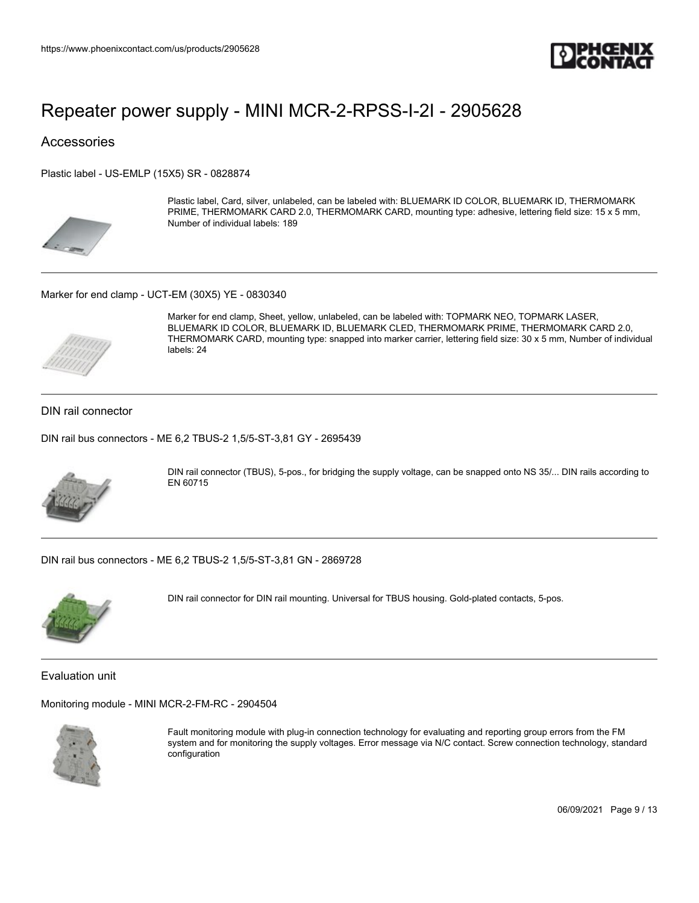# Repeater power supply - MINI MCR-2-RPSS-I-2I - 2905628

## Accessories

### Plastic label - US-EMLP (15X5) SR - 0828874

Plastic label, Card, silver, unlabeled, can be labeled with: BLUEMARK ID COLOR, BLUEMARK ID, THERMOMARK PRIME, THERMOMARK CARD 2.0, THERMOMARK CARD, mounting type: adhesive, lettering field size: 15 x 5 mm, Number of individual labels: 189

### Marker for end clamp - UCT-EM (30X5) YE - 0830340

Marker for end clamp, Sheet, yellow, unlabeled, can be labeled with: TOPMARK NEO, TOPMARK LASER, BLUEMARK ID COLOR, BLUEMARK ID, BLUEMARK CLED, THERMOMARK PRIME, THERMOMARK CARD 2.0, THERMOMARK CARD, mounting type: snapped into marker carrier, lettering field size: 30 x 5 mm, Number of individual labels: 24

## DIN rail connector

### DIN rail bus connectors - ME 6,2 TBUS-2 1,5/5-ST-3,81 GY - 2695439

DIN rail connector (TBUS), 5-pos., for bridging the supply voltage, can be snapped onto NS 35/... DIN rails according to EN 60715

### DIN rail bus connectors - ME 6,2 TBUS-2 1,5/5-ST-3,81 GN - 2869728

DIN rail connector for DIN rail mounting. Universal for TBUS housing. Gold-plated contacts, 5-pos.

## Evaluation unit

### Monitoring module - MINI MCR-2-FM-RC - 2904504

Fault monitoring module with plug-in connection technology for evaluating and reporting group errors from the FM system and for monitoring the supply voltages. Error message via N/C contact. Screw connection technology, standard configuration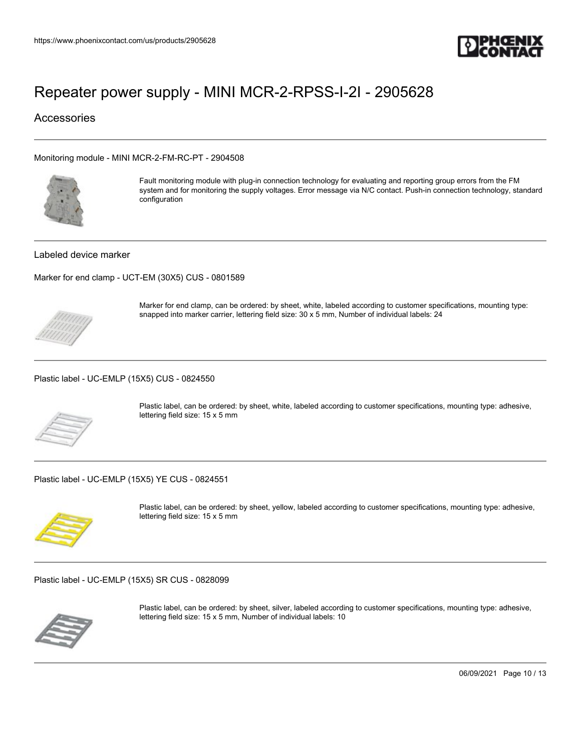# Repeater power supply - MINI MCR-2-RPSS-I-2I - 2905628

## Accessories

Monitoring module - MINI MCR-2-FM-RC-PT - 2904508

Fault monitoring module with plug-in connection technology for evaluating and reporting group errors from the FM system and for monitoring the supply voltages. Error message via N/C contact. Push-in connection technology, standard configuration

### Labeled device marker

Marker for end clamp - UCT-EM (30X5) CUS - 0801589

Marker for end clamp, can be ordered: by sheet, white, labeled according to customer specifications, mounting type: snapped into marker carrier, lettering field size: 30 x 5 mm, Number of individual labels: 24

Plastic label - UC-EMLP (15X5) CUS - 0824550

Plastic label, can be ordered: by sheet, white, labeled according to customer specifications, mounting type: adhesive, lettering field size: 15 x 5 mm

Plastic label - UC-EMLP (15X5) YE CUS - 0824551

Plastic label, can be ordered: by sheet, yellow, labeled according to customer specifications, mounting type: adhesive, lettering field size: 15 x 5 mm

Plastic label - UC-EMLP (15X5) SR CUS - 0828099

Plastic label, can be ordered: by sheet, silver, labeled according to customer specifications, mounting type: adhesive, lettering field size: 15 x 5 mm, Number of individual labels: 10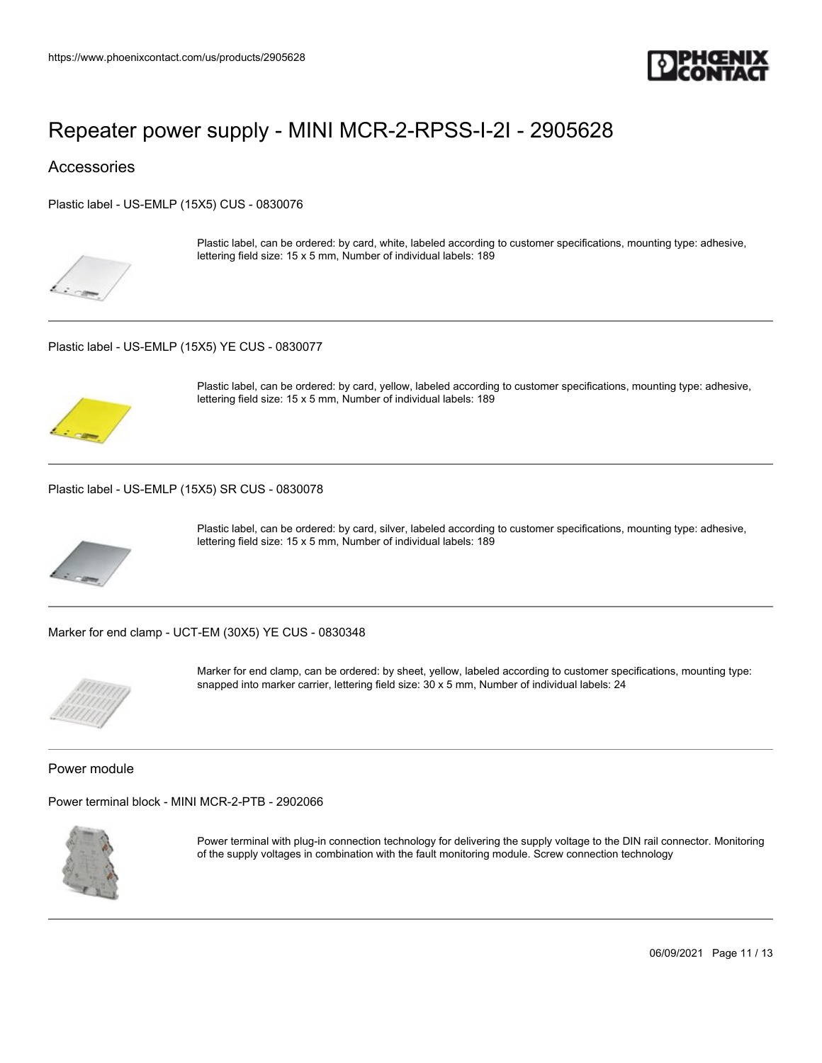# Repeater power supply - MINI MCR-2-RPSS-I-2I - 2905628

## Accessories

Plastic label - US-EMLP (15X5) CUS - 0830076

Plastic label, can be ordered: by card, white, labeled according to customer specifications, mounting type: adhesive, lettering field size: 15 x 5 mm, Number of individual labels: 189

---

Plastic label - US-EMLP (15X5) YE CUS - 0830077

Plastic label, can be ordered: by card, yellow, labeled according to customer specifications, mounting type: adhesive, lettering field size: 15 x 5 mm, Number of individual labels: 189

---

Plastic label - US-EMLP (15X5) SR CUS - 0830078

Plastic label, can be ordered: by card, silver, labeled according to customer specifications, mounting type: adhesive, lettering field size: 15 x 5 mm, Number of individual labels: 189

---

Marker for end clamp - UCT-EM (30X5) YE CUS - 0830348

Marker for end clamp, can be ordered: by sheet, yellow, labeled according to customer specifications, mounting type: snapped into marker carrier, lettering field size: 30 x 5 mm, Number of individual labels: 24

---

### Power module

Power terminal block - MINI MCR-2-PTB - 2902066

Power terminal with plug-in connection technology for delivering the supply voltage to the DIN rail connector. Monitoring of the supply voltages in combination with the fault monitoring module. Screw connection technology

---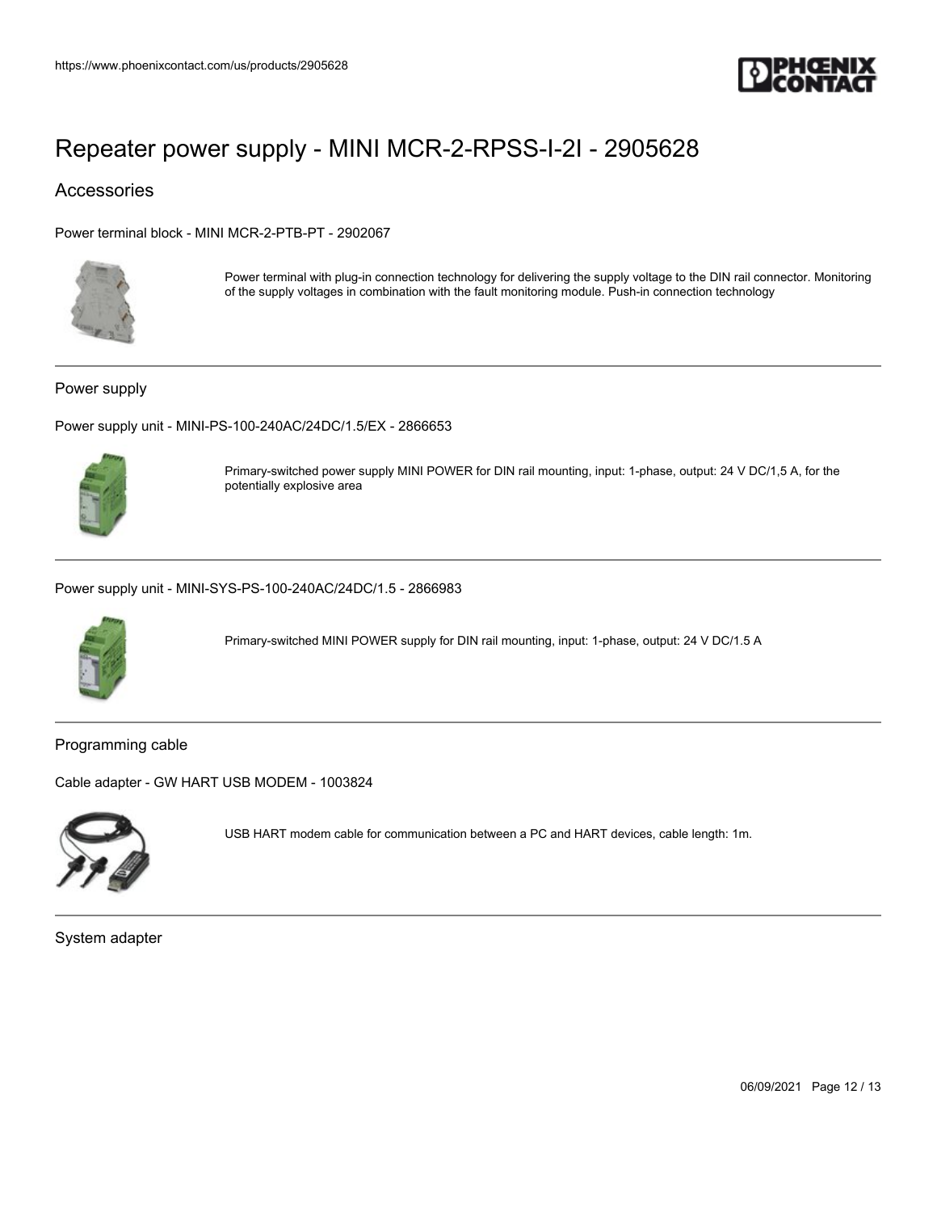# Repeater power supply - MINI MCR-2-RPSS-I-2I - 2905628

## Accessories

Power terminal block - MINI MCR-2-PTB-PT - 2902067

Power terminal with plug-in connection technology for delivering the supply voltage to the DIN rail connector. Monitoring of the supply voltages in combination with the fault monitoring module. Push-in connection technology

### Power supply

Power supply unit - MINI-PS-100-240AC/24DC/1.5/EX - 2866653

Primary-switched power supply MINI POWER for DIN rail mounting, input: 1-phase, output: 24 V DC/1,5 A, for the potentially explosive area

Power supply unit - MINI-SYS-PS-100-240AC/24DC/1.5 - 2866983

Primary-switched MINI POWER supply for DIN rail mounting, input: 1-phase, output: 24 V DC/1.5 A

### Programming cable

Cable adapter - GW HART USB MODEM - 1003824

USB HART modem cable for communication between a PC and HART devices, cable length: 1m.

### System adapter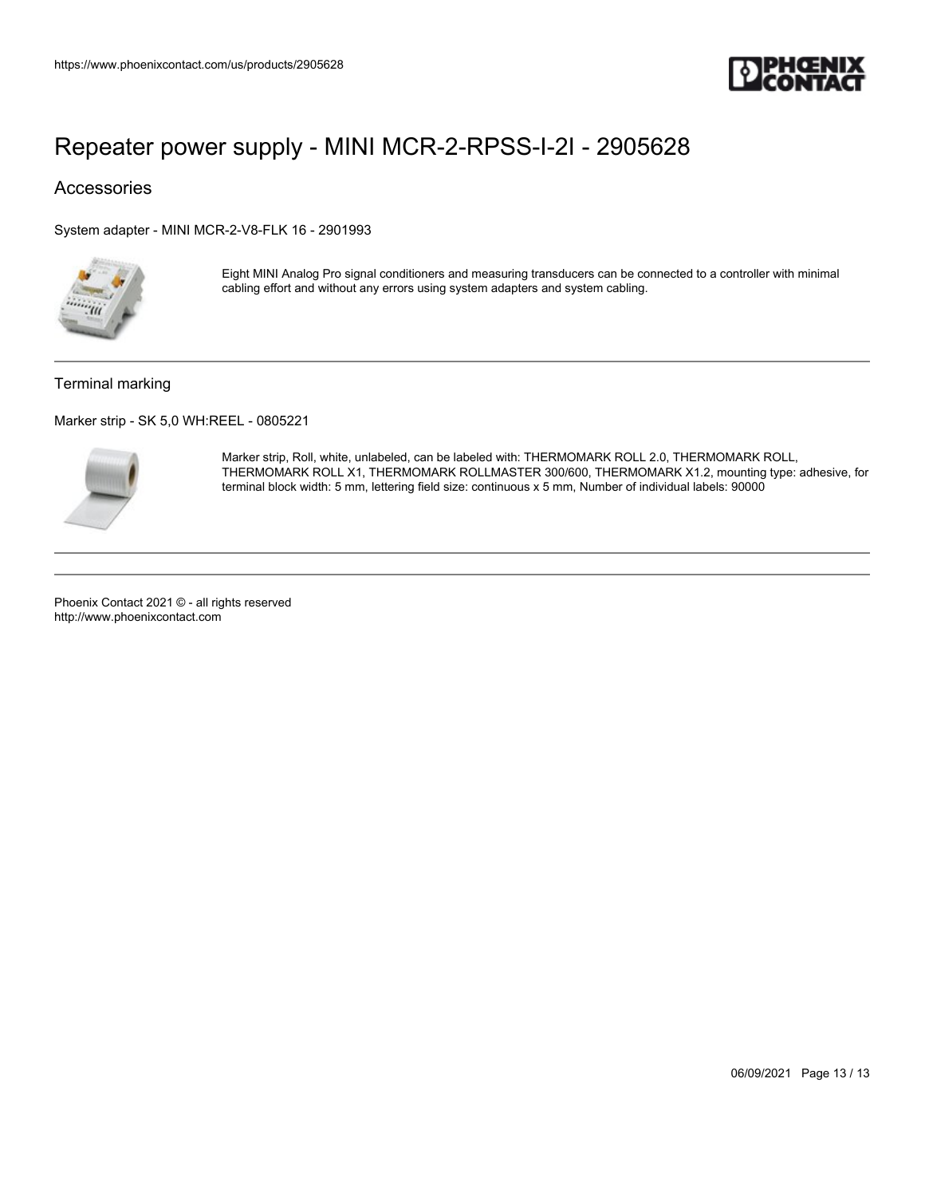# Repeater power supply - MINI MCR-2-RPSS-I-2I - 2905628

## Accessories

System adapter - MINI MCR-2-V8-FLK 16 - 2901993

Eight MINI Analog Pro signal conditioners and measuring transducers can be connected to a controller with minimal cabling effort and without any errors using system adapters and system cabling.

---

### Terminal marking

Marker strip - SK 5,0 WH:REEL - 0805221

Marker strip, Roll, white, unlabeled, can be labeled with: THERMOMARK ROLL 2.0, THERMOMARK ROLL, THERMOMARK ROLL X1, THERMOMARK ROLLMASTER 300/600, THERMOMARK X1.2, mounting type: adhesive, for terminal block width: 5 mm, lettering field size: continuous x 5 mm, Number of individual labels: 90000

---

Phoenix Contact 2021 © - all rights reserved
http://www.phoenixcontact.com